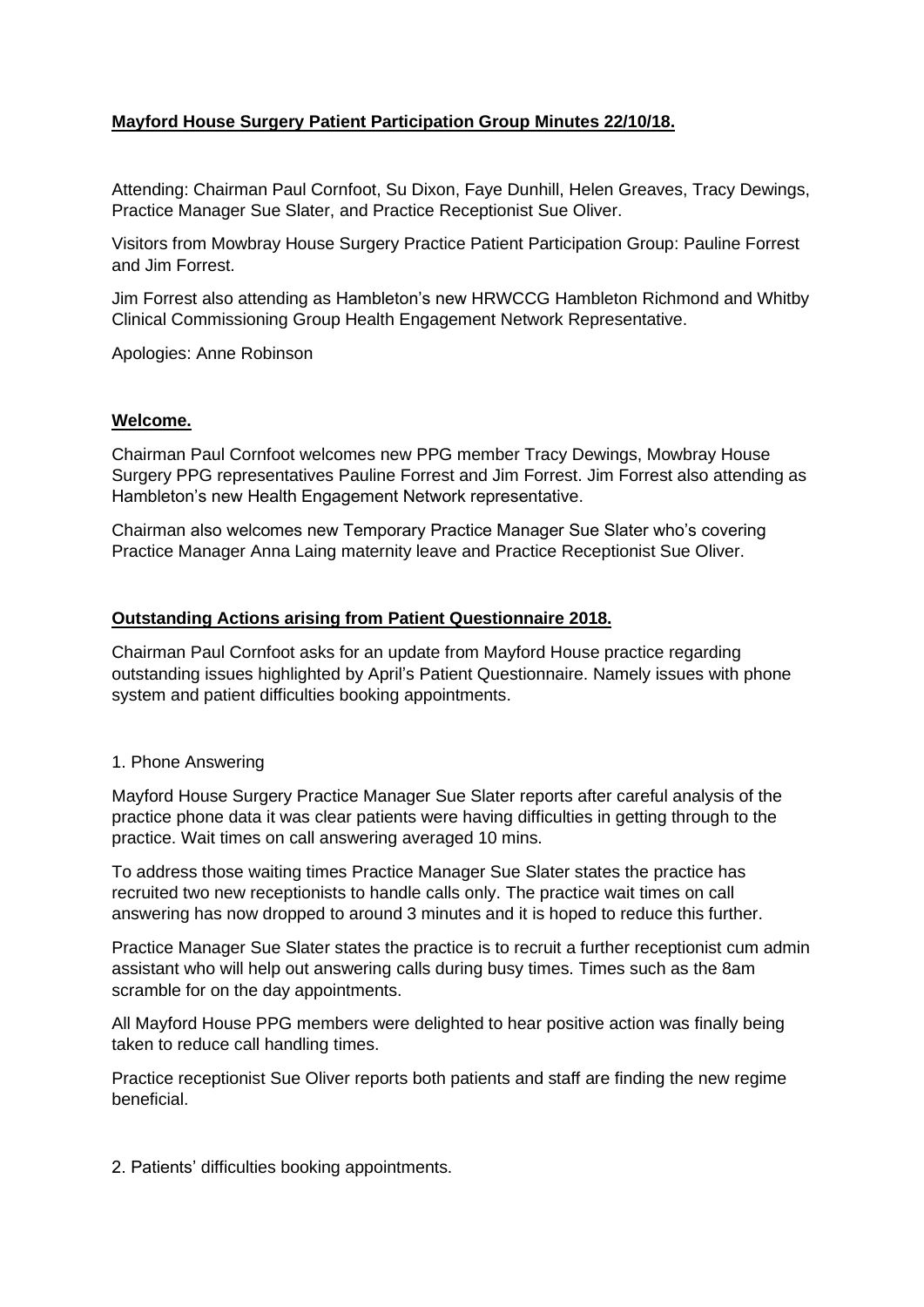## **Mayford House Surgery Patient Participation Group Minutes 22/10/18.**

Attending: Chairman Paul Cornfoot, Su Dixon, Faye Dunhill, Helen Greaves, Tracy Dewings, Practice Manager Sue Slater, and Practice Receptionist Sue Oliver.

Visitors from Mowbray House Surgery Practice Patient Participation Group: Pauline Forrest and Jim Forrest.

Jim Forrest also attending as Hambleton's new HRWCCG Hambleton Richmond and Whitby Clinical Commissioning Group Health Engagement Network Representative.

Apologies: Anne Robinson

### **Welcome.**

Chairman Paul Cornfoot welcomes new PPG member Tracy Dewings, Mowbray House Surgery PPG representatives Pauline Forrest and Jim Forrest. Jim Forrest also attending as Hambleton's new Health Engagement Network representative.

Chairman also welcomes new Temporary Practice Manager Sue Slater who's covering Practice Manager Anna Laing maternity leave and Practice Receptionist Sue Oliver.

### **Outstanding Actions arising from Patient Questionnaire 2018.**

Chairman Paul Cornfoot asks for an update from Mayford House practice regarding outstanding issues highlighted by April's Patient Questionnaire. Namely issues with phone system and patient difficulties booking appointments.

1. Phone Answering

Mayford House Surgery Practice Manager Sue Slater reports after careful analysis of the practice phone data it was clear patients were having difficulties in getting through to the practice. Wait times on call answering averaged 10 mins.

To address those waiting times Practice Manager Sue Slater states the practice has recruited two new receptionists to handle calls only. The practice wait times on call answering has now dropped to around 3 minutes and it is hoped to reduce this further.

Practice Manager Sue Slater states the practice is to recruit a further receptionist cum admin assistant who will help out answering calls during busy times. Times such as the 8am scramble for on the day appointments.

All Mayford House PPG members were delighted to hear positive action was finally being taken to reduce call handling times.

Practice receptionist Sue Oliver reports both patients and staff are finding the new regime beneficial.

2. Patients' difficulties booking appointments.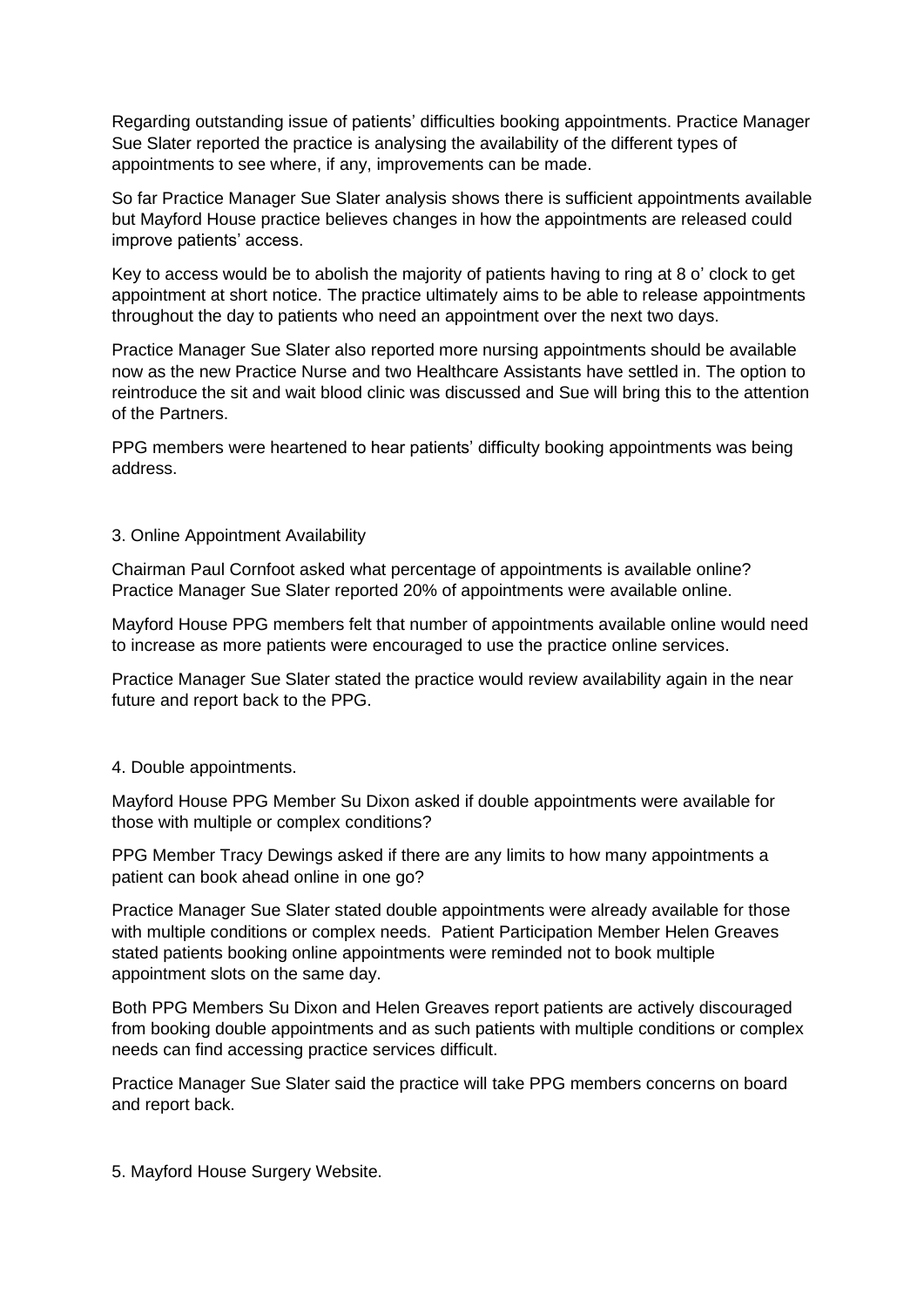Regarding outstanding issue of patients' difficulties booking appointments. Practice Manager Sue Slater reported the practice is analysing the availability of the different types of appointments to see where, if any, improvements can be made.

So far Practice Manager Sue Slater analysis shows there is sufficient appointments available but Mayford House practice believes changes in how the appointments are released could improve patients' access.

Key to access would be to abolish the majority of patients having to ring at 8 o' clock to get appointment at short notice. The practice ultimately aims to be able to release appointments throughout the day to patients who need an appointment over the next two days.

Practice Manager Sue Slater also reported more nursing appointments should be available now as the new Practice Nurse and two Healthcare Assistants have settled in. The option to reintroduce the sit and wait blood clinic was discussed and Sue will bring this to the attention of the Partners.

PPG members were heartened to hear patients' difficulty booking appointments was being address.

3. Online Appointment Availability

Chairman Paul Cornfoot asked what percentage of appointments is available online? Practice Manager Sue Slater reported 20% of appointments were available online.

Mayford House PPG members felt that number of appointments available online would need to increase as more patients were encouraged to use the practice online services.

Practice Manager Sue Slater stated the practice would review availability again in the near future and report back to the PPG.

4. Double appointments.

Mayford House PPG Member Su Dixon asked if double appointments were available for those with multiple or complex conditions?

PPG Member Tracy Dewings asked if there are any limits to how many appointments a patient can book ahead online in one go?

Practice Manager Sue Slater stated double appointments were already available for those with multiple conditions or complex needs. Patient Participation Member Helen Greaves stated patients booking online appointments were reminded not to book multiple appointment slots on the same day.

Both PPG Members Su Dixon and Helen Greaves report patients are actively discouraged from booking double appointments and as such patients with multiple conditions or complex needs can find accessing practice services difficult.

Practice Manager Sue Slater said the practice will take PPG members concerns on board and report back.

5. Mayford House Surgery Website.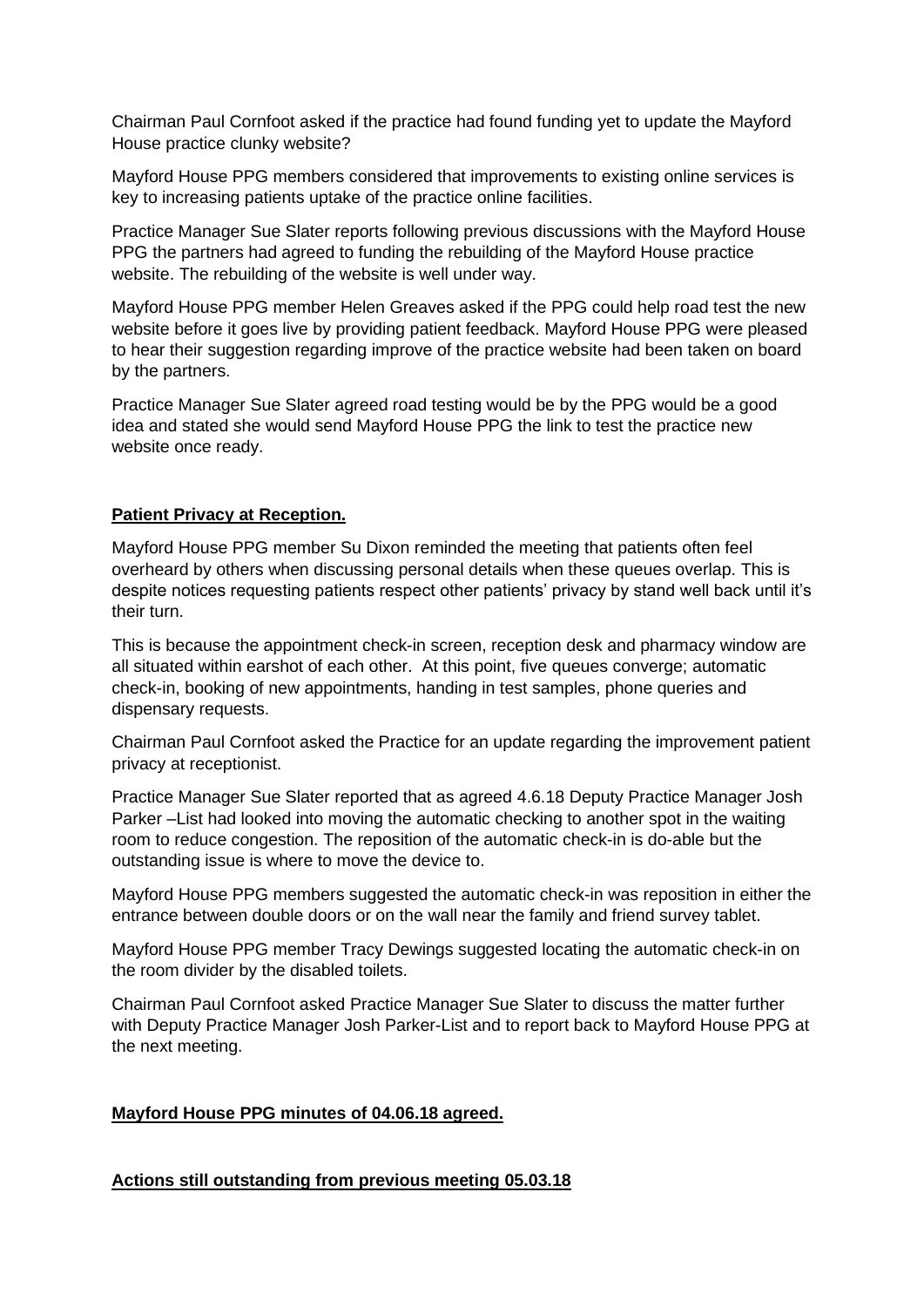Chairman Paul Cornfoot asked if the practice had found funding yet to update the Mayford House practice clunky website?

Mayford House PPG members considered that improvements to existing online services is key to increasing patients uptake of the practice online facilities.

Practice Manager Sue Slater reports following previous discussions with the Mayford House PPG the partners had agreed to funding the rebuilding of the Mayford House practice website. The rebuilding of the website is well under way.

Mayford House PPG member Helen Greaves asked if the PPG could help road test the new website before it goes live by providing patient feedback. Mayford House PPG were pleased to hear their suggestion regarding improve of the practice website had been taken on board by the partners.

Practice Manager Sue Slater agreed road testing would be by the PPG would be a good idea and stated she would send Mayford House PPG the link to test the practice new website once ready.

**Patient Privacy at Reception.**

Mayford House PPG member Su Dixon reminded the meeting that patients often feel overheard by others when discussing personal details when these queues overlap. This is despite notices requesting patients respect other patients' privacy by stand well back until it's their turn.

This is because the appointment check-in screen, reception desk and pharmacy window are all situated within earshot of each other. At this point, five queues converge; automatic check-in, booking of new appointments, handing in test samples, phone queries and dispensary requests.

Chairman Paul Cornfoot asked the Practice for an update regarding the improvement patient privacy at receptionist.

Practice Manager Sue Slater reported that as agreed 4.6.18 Deputy Practice Manager Josh Parker –List had looked into moving the automatic checking to another spot in the waiting room to reduce congestion. The reposition of the automatic check-in is do-able but the outstanding issue is where to move the device to.

Mayford House PPG members suggested the automatic check-in was reposition in either the entrance between double doors or on the wall near the family and friend survey tablet.

Mayford House PPG member Tracy Dewings suggested locating the automatic check-in on the room divider by the disabled toilets.

Chairman Paul Cornfoot asked Practice Manager Sue Slater to discuss the matter further with Deputy Practice Manager Josh Parker-List and to report back to Mayford House PPG at the next meeting.

**Mayford House PPG minutes of 04.06.18 agreed.**

**Actions still outstanding from previous meeting 05.03.18**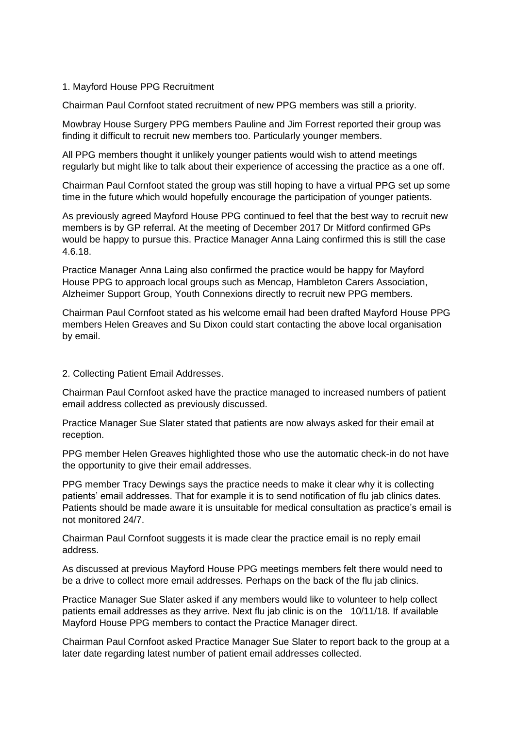1. Mayford House PPG Recruitment

Chairman Paul Cornfoot stated recruitment of new PPG members was still a priority.

Mowbray House Surgery PPG members Pauline and Jim Forrest reported their group was finding it difficult to recruit new members too. Particularly younger members.

All PPG members thought it unlikely younger patients would wish to attend meetings regularly but might like to talk about their experience of accessing the practice as a one off.

Chairman Paul Cornfoot stated the group was still hoping to have a virtual PPG set up some time in the future which would hopefully encourage the participation of younger patients.

As previously agreed Mayford House PPG continued to feel that the best way to recruit new members is by GP referral. At the meeting of December 2017 Dr Mitford confirmed GPs would be happy to pursue this. Practice Manager Anna Laing confirmed this is still the case 4.6.18.

Practice Manager Anna Laing also confirmed the practice would be happy for Mayford House PPG to approach local groups such as Mencap, Hambleton Carers Association, Alzheimer Support Group, Youth Connexions directly to recruit new PPG members.

Chairman Paul Cornfoot stated as his welcome email had been drafted Mayford House PPG members Helen Greaves and Su Dixon could start contacting the above local organisation by email.

2. Collecting Patient Email Addresses.

Chairman Paul Cornfoot asked have the practice managed to increased numbers of patient email address collected as previously discussed.

Practice Manager Sue Slater stated that patients are now always asked for their email at reception.

PPG member Helen Greaves highlighted those who use the automatic check-in do not have the opportunity to give their email addresses.

PPG member Tracy Dewings says the practice needs to make it clear why it is collecting patients' email addresses. That for example it is to send notification of flu jab clinics dates. Patients should be made aware it is unsuitable for medical consultation as practice's email is not monitored 24/7.

Chairman Paul Cornfoot suggests it is made clear the practice email is no reply email address.

As discussed at previous Mayford House PPG meetings members felt there would need to be a drive to collect more email addresses. Perhaps on the back of the flu jab clinics.

Practice Manager Sue Slater asked if any members would like to volunteer to help collect patients email addresses as they arrive. Next flu jab clinic is on the 10/11/18. If available Mayford House PPG members to contact the Practice Manager direct.

Chairman Paul Cornfoot asked Practice Manager Sue Slater to report back to the group at a later date regarding latest number of patient email addresses collected.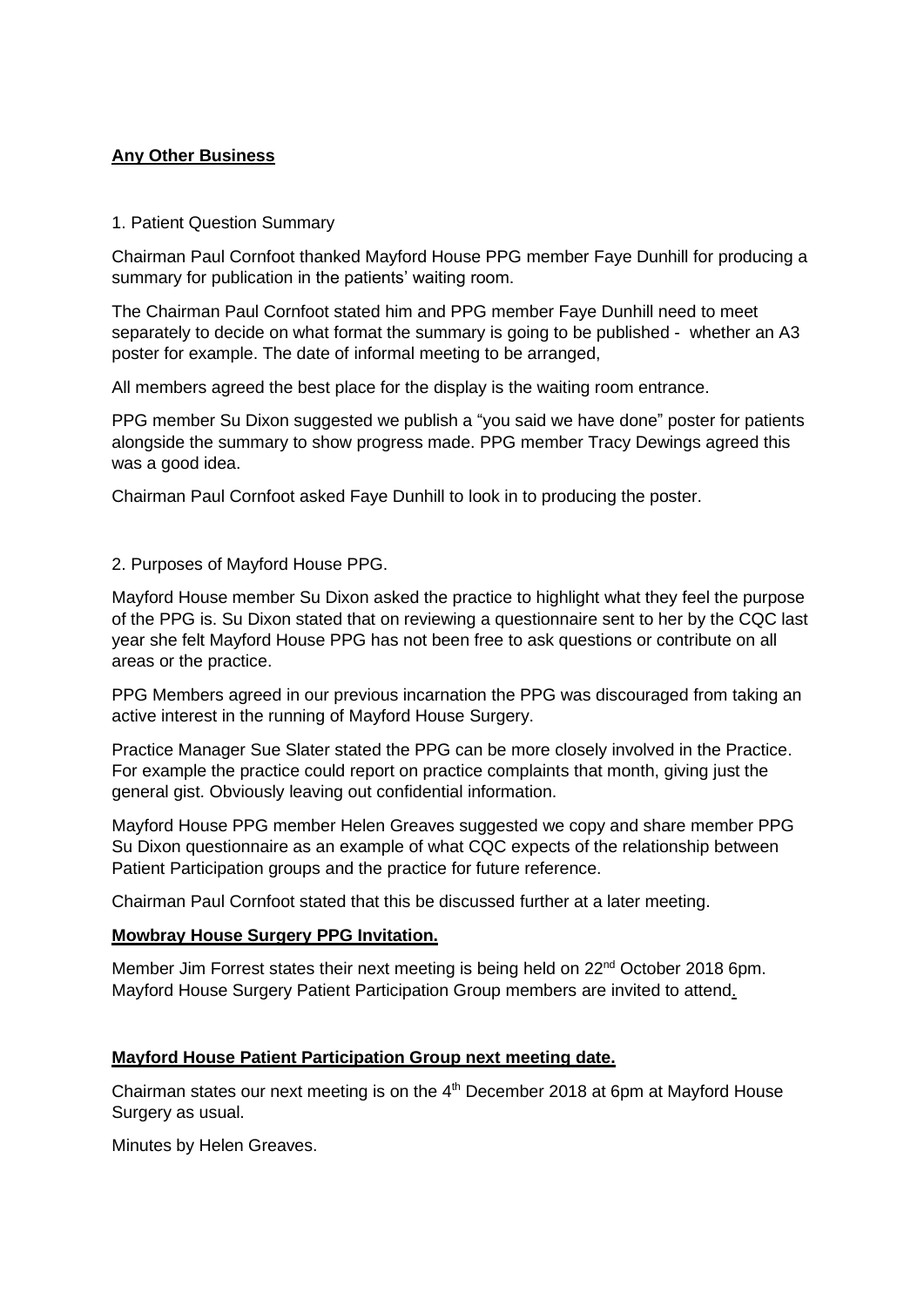**Any Other Business**

1. Patient Question Summary

Chairman Paul Cornfoot thanked Mayford House PPG member Faye Dunhill for producing a summary for publication in the patients' waiting room.

The Chairman Paul Cornfoot stated him and PPG member Faye Dunhill need to meet separately to decide on what format the summary is going to be published - whether an A3 poster for example. The date of informal meeting to be arranged,

All members agreed the best place for the display is the waiting room entrance.

PPG member Su Dixon suggested we publish a "you said we have done" poster for patients alongside the summary to show progress made. PPG member Tracy Dewings agreed this was a good idea.

Chairman Paul Cornfoot asked Faye Dunhill to look in to producing the poster.

2. Purposes of Mayford House PPG.

Mayford House member Su Dixon asked the practice to highlight what they feel the purpose of the PPG is. Su Dixon stated that on reviewing a questionnaire sent to her by the CQC last year she felt Mayford House PPG has not been free to ask questions or contribute on all areas or the practice.

PPG Members agreed in our previous incarnation the PPG was discouraged from taking an active interest in the running of Mayford House Surgery.

Practice Manager Sue Slater stated the PPG can be more closely involved in the Practice. For example the practice could report on practice complaints that month, giving just the general gist. Obviously leaving out confidential information.

Mayford House PPG member Helen Greaves suggested we copy and share member PPG Su Dixon questionnaire as an example of what CQC expects of the relationship between Patient Participation groups and the practice for future reference.

Chairman Paul Cornfoot stated that this be discussed further at a later meeting.

**Mowbray House Surgery PPG Invitation.**

Member Jim Forrest states their next meeting is being held on 22nd October 2018 6pm. Mayford House Surgery Patient Participation Group members are invited to attend.

**Mayford House Patient Participation Group next meeting date.**

Chairman states our next meeting is on the 4th December 2018 at 6pm at Mayford House Surgery as usual.

Minutes by Helen Greaves.